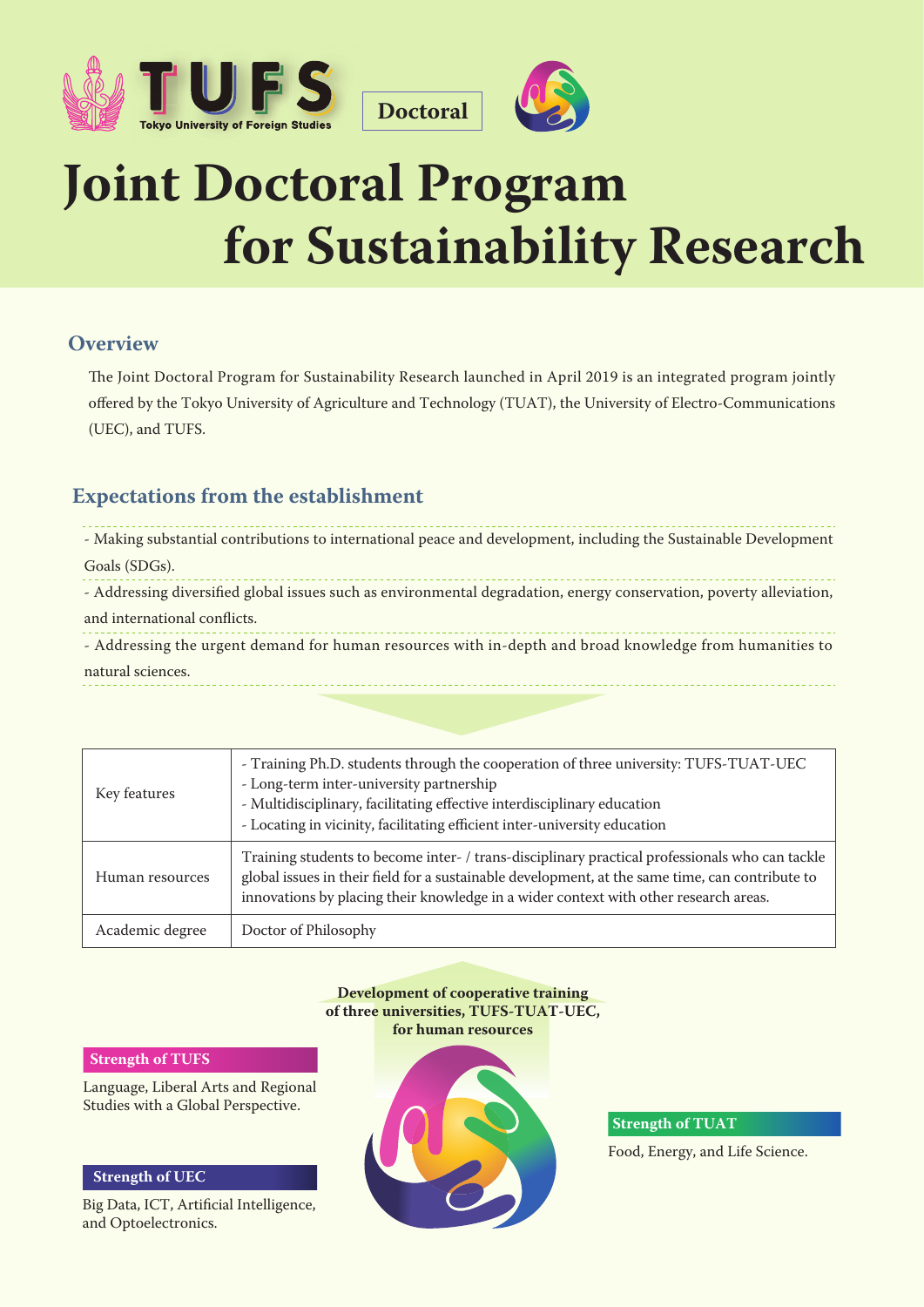TUFS Tokyo University of Foreign Studies

**Doctoral**

# Joint Doctoral Program for Sustainability Research

## Overview

The Joint Doctoral Program for Sustainability Research launched in April 2019 is an integrated program jointly offered by the Tokyo University of Agriculture and Technology (TUAT), the University of Electro-Communications (UEC), and TUFS.

## Expectations from the establishment

- Making substantial contributions to international peace and development, including the Sustainable Development Goals (SDGs).
- Addressing diversified global issues such as environmental degradation, energy conservation, poverty alleviation, and international conflicts.
- Addressing the urgent demand for human resources with in-depth and broad knowledge from humanities to natural sciences.

| | |
|---|---|
| Key features | - Training Ph.D. students through the cooperation of three university: TUFS-TUAT-UEC<br>- Long-term inter-university partnership<br>- Multidisciplinary, facilitating effective interdisciplinary education<br>- Locating in vicinity, facilitating efficient inter-university education |
| Human resources | Training students to become inter- / trans-disciplinary practical professionals who can tackle global issues in their field for a sustainable development, at the same time, can contribute to innovations by placing their knowledge in a wider context with other research areas. |
| Academic degree | Doctor of Philosophy |

**Development of cooperative training of three universities, TUFS-TUAT-UEC, for human resources**

**Strength of TUFS**

Language, Liberal Arts and Regional Studies with a Global Perspective.

**Strength of UEC**

Big Data, ICT, Artificial Intelligence, and Optoelectronics.

**Strength of TUAT**

Food, Energy, and Life Science.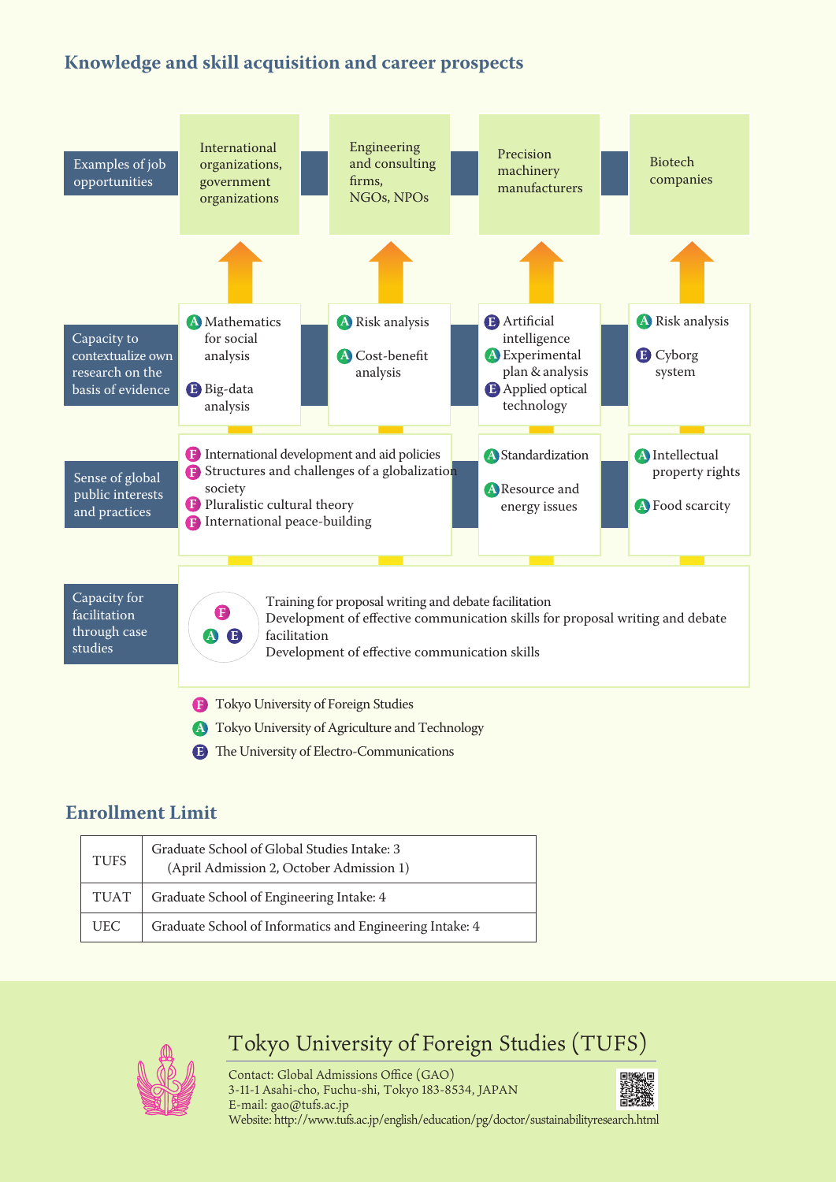## Knowledge and skill acquisition and career prospects

| | | | | |
|---|---|---|---|---|
| Examples of job opportunities | International organizations, government organizations | Engineering and consulting firms, NGOs, NPOs | Precision machinery manufacturers | Biotech companies |
| Capacity to contextualize own research on the basis of evidence | A Mathematics for social analysis<br>E Big-data analysis | A Risk analysis<br>A Cost-benefit analysis | E Artificial intelligence<br>A Experimental plan & analysis<br>E Applied optical technology | A Risk analysis<br>E Cyborg system |
| Sense of global public interests and practices | F International development and aid policies<br>F Structures and challenges of a globalization society<br>F Pluralistic cultural theory<br>F International peace-building | | A Standardization<br>A Resource and energy issues | A Intellectual property rights<br>A Food scarcity |
| Capacity for facilitation through case studies | F A E Training for proposal writing and debate facilitation<br>Development of effective communication skills for proposal writing and debate facilitation<br>Development of effective communication skills | | | |

F Tokyo University of Foreign Studies

A Tokyo University of Agriculture and Technology

E The University of Electro-Communications

## Enrollment Limit

| | |
|---|---|
| TUFS | Graduate School of Global Studies Intake: 3<br>(April Admission 2, October Admission 1) |
| TUAT | Graduate School of Engineering Intake: 4 |
| UEC | Graduate School of Informatics and Engineering Intake: 4 |

## Tokyo University of Foreign Studies (TUFS)

Contact: Global Admissions Office (GAO)
3-11-1 Asahi-cho, Fuchu-shi, Tokyo 183-8534, JAPAN
E-mail: gao@tufs.ac.jp
Website: http://www.tufs.ac.jp/english/education/pg/doctor/sustainabilityresearch.html